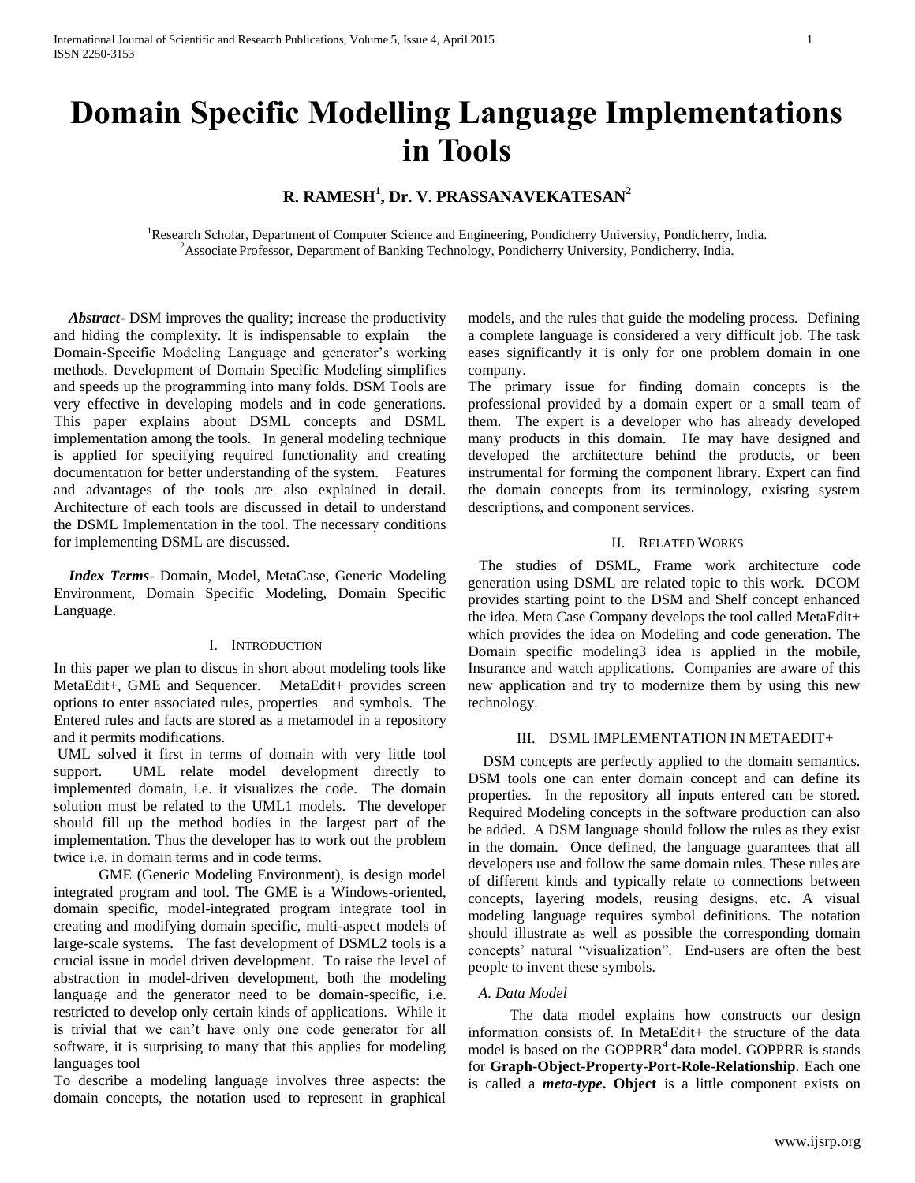# Domain Specific Modelling Language Implementations in Tools

**R. RAMESH[1], Dr. V. PRASSANAVEKATESAN[2]**

[1]Research Scholar, Department of Computer Science and Engineering, Pondicherry University, Pondicherry, India.
[2]Associate Professor, Department of Banking Technology, Pondicherry University, Pondicherry, India.

***Abstract-*** DSM improves the quality; increase the productivity and hiding the complexity. It is indispensable to explain the Domain-Specific Modeling Language and generator's working methods. Development of Domain Specific Modeling simplifies and speeds up the programming into many folds. DSM Tools are very effective in developing models and in code generations. This paper explains about DSML concepts and DSML implementation among the tools. In general modeling technique is applied for specifying required functionality and creating documentation for better understanding of the system. Features and advantages of the tools are also explained in detail. Architecture of each tools are discussed in detail to understand the DSML Implementation in the tool. The necessary conditions for implementing DSML are discussed.

***Index Terms-*** Domain, Model, MetaCase, Generic Modeling Environment, Domain Specific Modeling, Domain Specific Language.

## I. Introduction

In this paper we plan to discus in short about modeling tools like MetaEdit+, GME and Sequencer. MetaEdit+ provides screen options to enter associated rules, properties and symbols. The Entered rules and facts are stored as a metamodel in a repository and it permits modifications.

UML solved it first in terms of domain with very little tool support. UML relate model development directly to implemented domain, i.e. it visualizes the code. The domain solution must be related to the UML1 models. The developer should fill up the method bodies in the largest part of the implementation. Thus the developer has to work out the problem twice i.e. in domain terms and in code terms.

GME (Generic Modeling Environment), is design model integrated program and tool. The GME is a Windows-oriented, domain specific, model-integrated program integrate tool in creating and modifying domain specific, multi-aspect models of large-scale systems. The fast development of DSML2 tools is a crucial issue in model driven development. To raise the level of abstraction in model-driven development, both the modeling language and the generator need to be domain-specific, i.e. restricted to develop only certain kinds of applications. While it is trivial that we can't have only one code generator for all software, it is surprising to many that this applies for modeling languages tool

To describe a modeling language involves three aspects: the domain concepts, the notation used to represent in graphical models, and the rules that guide the modeling process. Defining a complete language is considered a very difficult job. The task eases significantly it is only for one problem domain in one company.

The primary issue for finding domain concepts is the professional provided by a domain expert or a small team of them. The expert is a developer who has already developed many products in this domain. He may have designed and developed the architecture behind the products, or been instrumental for forming the component library. Expert can find the domain concepts from its terminology, existing system descriptions, and component services.

## II. Related Works

The studies of DSML, Frame work architecture code generation using DSML are related topic to this work. DCOM provides starting point to the DSM and Shelf concept enhanced the idea. Meta Case Company develops the tool called MetaEdit+ which provides the idea on Modeling and code generation. The Domain specific modeling3 idea is applied in the mobile, Insurance and watch applications. Companies are aware of this new application and try to modernize them by using this new technology.

## III. DSML Implementation in MetaEdit+

DSM concepts are perfectly applied to the domain semantics. DSM tools one can enter domain concept and can define its properties. In the repository all inputs entered can be stored. Required Modeling concepts in the software production can also be added. A DSM language should follow the rules as they exist in the domain. Once defined, the language guarantees that all developers use and follow the same domain rules. These rules are of different kinds and typically relate to connections between concepts, layering models, reusing designs, etc. A visual modeling language requires symbol definitions. The notation should illustrate as well as possible the corresponding domain concepts' natural "visualization". End-users are often the best people to invent these symbols.

### *A. Data Model*

The data model explains how constructs our design information consists of. In MetaEdit+ the structure of the data model is based on the GOPPRR[4] data model. GOPPRR is stands for **Graph-Object-Property-Port-Role-Relationship**. Each one is called a ***meta-type*****.** **Object** is a little component exists on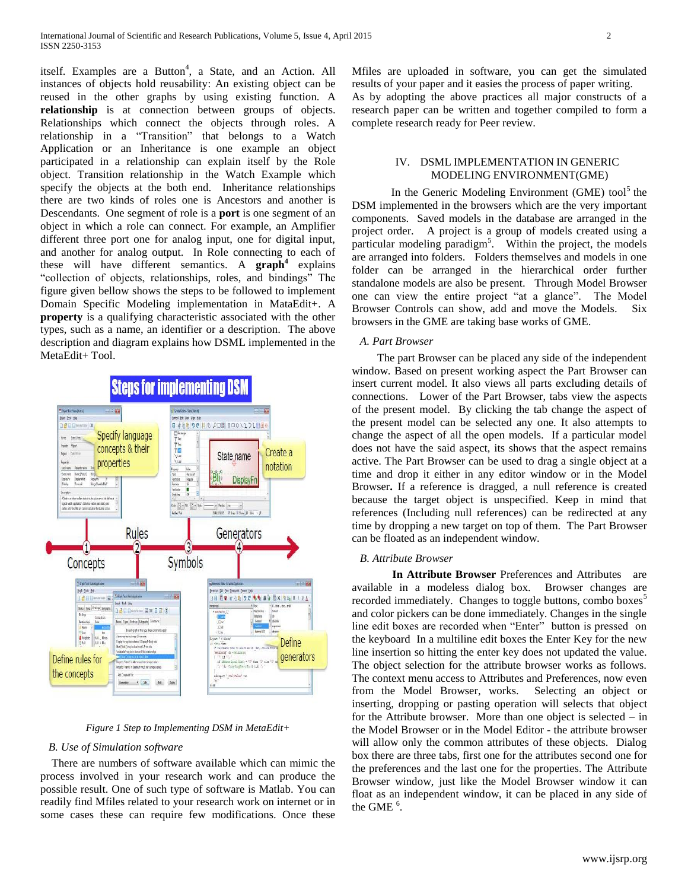itself. Examples are a Button[4], a State, and an Action. All instances of objects hold reusability: An existing object can be reused in the other graphs by using existing function. A **relationship** is at connection between groups of objects. Relationships which connect the objects through roles. A relationship in a "Transition" that belongs to a Watch Application or an Inheritance is one example an object participated in a relationship can explain itself by the Role object. Transition relationship in the Watch Example which specify the objects at the both end. Inheritance relationships there are two kinds of roles one is Ancestors and another is Descendants. One segment of role is a **port** is one segment of an object in which a role can connect. For example, an Amplifier different three port one for analog input, one for digital input, and another for analog output. In Role connecting to each of these will have different semantics. A **graph**[4] explains "collection of objects, relationships, roles, and bindings" The figure given bellow shows the steps to be followed to implement Domain Specific Modeling implementation in MataEdit+. A **property** is a qualifying characteristic associated with the other types, such as a name, an identifier or a description. The above description and diagram explains how DSML implemented in the MetaEdit+ Tool.

*Figure 1 Step to Implementing DSM in MetaEdit+*

### B. Use of Simulation software

There are numbers of software available which can mimic the process involved in your research work and can produce the possible result. One of such type of software is Matlab. You can readily find Mfiles related to your research work on internet or in some cases these can require few modifications. Once these Mfiles are uploaded in software, you can get the simulated results of your paper and it easies the process of paper writing.

As by adopting the above practices all major constructs of a research paper can be written and together compiled to form a complete research ready for Peer review.

## IV. DSML IMPLEMENTATION IN GENERIC MODELING ENVIRONMENT(GME)

In the Generic Modeling Environment (GME) tool[5] the DSM implemented in the browsers which are the very important components. Saved models in the database are arranged in the project order. A project is a group of models created using a particular modeling paradigm[5]. Within the project, the models are arranged into folders. Folders themselves and models in one folder can be arranged in the hierarchical order further standalone models are also be present. Through Model Browser one can view the entire project "at a glance". The Model Browser Controls can show, add and move the Models. Six browsers in the GME are taking base works of GME.

### A. Part Browser

The part Browser can be placed any side of the independent window. Based on present working aspect the Part Browser can insert current model. It also views all parts excluding details of connections. Lower of the Part Browser, tabs view the aspects of the present model. By clicking the tab change the aspect of the present model can be selected any one. It also attempts to change the aspect of all the open models. If a particular model does not have the said aspect, its shows that the aspect remains active. The Part Browser can be used to drag a single object at a time and drop it either in any editor window or in the Model Browser**.** If a reference is dragged, a null reference is created because the target object is unspecified. Keep in mind that references (Including null references) can be redirected at any time by dropping a new target on top of them. The Part Browser can be floated as an independent window.

### B. Attribute Browser

**In Attribute Browser** Preferences and Attributes are available in a modeless dialog box. Browser changes are recorded immediately. Changes to toggle buttons, combo boxes[5] and color pickers can be done immediately. Changes in the single line edit boxes are recorded when "Enter" button is pressed on the keyboard In a multiline edit boxes the Enter Key for the new line insertion so hitting the enter key does not updated the value. The object selection for the attribute browser works as follows. The context menu access to Attributes and Preferences, now even from the Model Browser, works. Selecting an object or inserting, dropping or pasting operation will selects that object for the Attribute browser. More than one object is selected – in the Model Browser or in the Model Editor - the attribute browser will allow only the common attributes of these objects. Dialog box there are three tabs, first one for the attributes second one for the preferences and the last one for the properties. The Attribute Browser window, just like the Model Browser window it can float as an independent window, it can be placed in any side of the GME [6].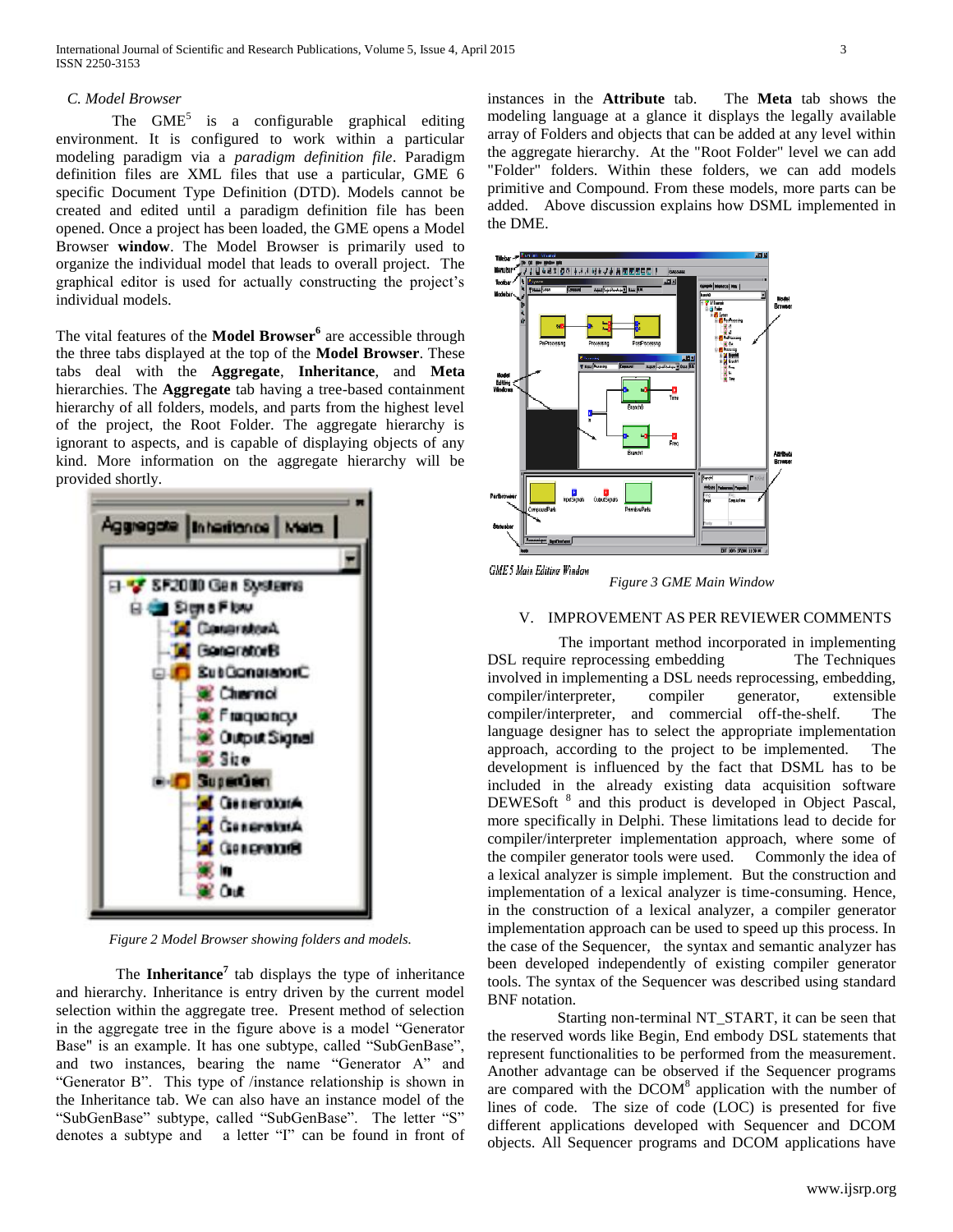### C. Model Browser

The GME[5] is a configurable graphical editing environment. It is configured to work within a particular modeling paradigm via a *paradigm definition file*. Paradigm definition files are XML files that use a particular, GME 6 specific Document Type Definition (DTD). Models cannot be created and edited until a paradigm definition file has been opened. Once a project has been loaded, the GME opens a Model Browser **window**. The Model Browser is primarily used to organize the individual model that leads to overall project. The graphical editor is used for actually constructing the project's individual models.

The vital features of the **Model Browser**[6] are accessible through the three tabs displayed at the top of the **Model Browser**. These tabs deal with the **Aggregate**, **Inheritance**, and **Meta** hierarchies. The **Aggregate** tab having a tree-based containment hierarchy of all folders, models, and parts from the highest level of the project, the Root Folder. The aggregate hierarchy is ignorant to aspects, and is capable of displaying objects of any kind. More information on the aggregate hierarchy will be provided shortly.

*Figure 2 Model Browser showing folders and models.*

The **Inheritance**[7] tab displays the type of inheritance and hierarchy. Inheritance is entry driven by the current model selection within the aggregate tree. Present method of selection in the aggregate tree in the figure above is a model "Generator Base" is an example. It has one subtype, called "SubGenBase", and two instances, bearing the name "Generator A" and "Generator B". This type of /instance relationship is shown in the Inheritance tab. We can also have an instance model of the "SubGenBase" subtype, called "SubGenBase". The letter "S" denotes a subtype and a letter "I" can be found in front of instances in the **Attribute** tab. The **Meta** tab shows the modeling language at a glance it displays the legally available array of Folders and objects that can be added at any level within the aggregate hierarchy. At the "Root Folder" level we can add "Folder" folders. Within these folders, we can add models primitive and Compound. From these models, more parts can be added. Above discussion explains how DSML implemented in the DME.

*Figure 3 GME Main Window*

## V. IMPROVEMENT AS PER REVIEWER COMMENTS

The important method incorporated in implementing DSL require reprocessing embedding The Techniques involved in implementing a DSL needs reprocessing, embedding, compiler/interpreter, compiler generator, extensible compiler/interpreter, and commercial off-the-shelf. The language designer has to select the appropriate implementation approach, according to the project to be implemented. The development is influenced by the fact that DSML has to be included in the already existing data acquisition software DEWESoft [8] and this product is developed in Object Pascal, more specifically in Delphi. These limitations lead to decide for compiler/interpreter implementation approach, where some of the compiler generator tools were used. Commonly the idea of a lexical analyzer is simple implement. But the construction and implementation of a lexical analyzer is time-consuming. Hence, in the construction of a lexical analyzer, a compiler generator implementation approach can be used to speed up this process. In the case of the Sequencer, the syntax and semantic analyzer has been developed independently of existing compiler generator tools. The syntax of the Sequencer was described using standard BNF notation.

Starting non-terminal NT_START, it can be seen that the reserved words like Begin, End embody DSL statements that represent functionalities to be performed from the measurement. Another advantage can be observed if the Sequencer programs are compared with the DCOM[8] application with the number of lines of code. The size of code (LOC) is presented for five different applications developed with Sequencer and DCOM objects. All Sequencer programs and DCOM applications have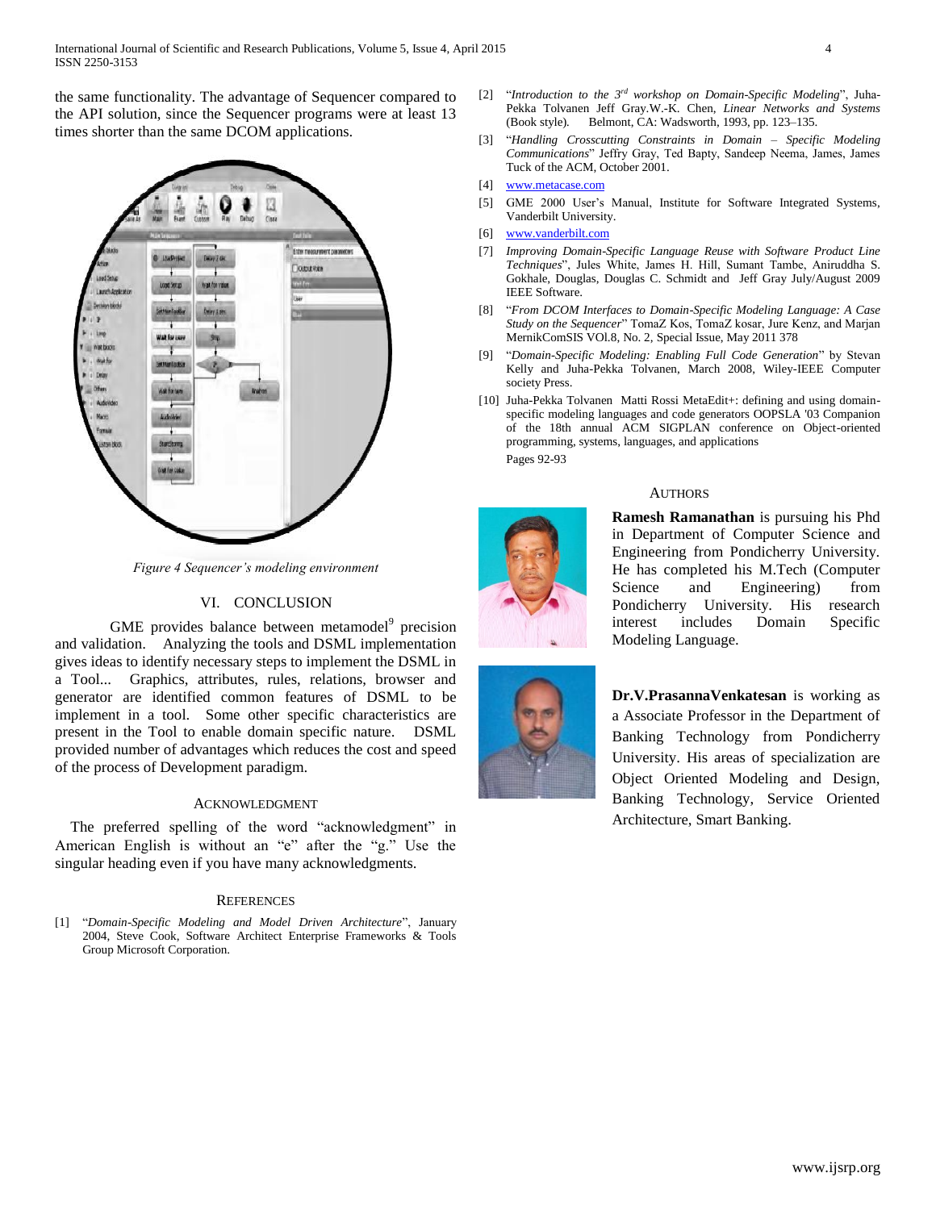the same functionality. The advantage of Sequencer compared to the API solution, since the Sequencer programs were at least 13 times shorter than the same DCOM applications.

*Figure 4 Sequencer's modeling environment*

## VI. CONCLUSION

GME provides balance between metamodel[9] precision and validation. Analyzing the tools and DSML implementation gives ideas to identify necessary steps to implement the DSML in a Tool... Graphics, attributes, rules, relations, browser and generator are identified common features of DSML to be implement in a tool. Some other specific characteristics are present in the Tool to enable domain specific nature. DSML provided number of advantages which reduces the cost and speed of the process of Development paradigm.

## ACKNOWLEDGMENT

The preferred spelling of the word "acknowledgment" in American English is without an "e" after the "g." Use the singular heading even if you have many acknowledgments.

## REFERENCES

[1] "*Domain-Specific Modeling and Model Driven Architecture*", January 2004, Steve Cook, Software Architect Enterprise Frameworks & Tools Group Microsoft Corporation.

[2] "*Introduction to the 3rd workshop on Domain-Specific Modeling*", Juha-Pekka Tolvanen Jeff Gray.W.-K. Chen, *Linear Networks and Systems* (Book style). Belmont, CA: Wadsworth, 1993, pp. 123–135.

[3] "*Handling Crosscutting Constraints in Domain – Specific Modeling Communications*" Jeffry Gray, Ted Bapty, Sandeep Neema, James, James Tuck of the ACM, October 2001.

[4] www.metacase.com

[5] GME 2000 User's Manual, Institute for Software Integrated Systems, Vanderbilt University.

[6] www.vanderbilt.com

[7] *Improving Domain-Specific Language Reuse with Software Product Line Techniques*", Jules White, James H. Hill, Sumant Tambe, Aniruddha S. Gokhale, Douglas, Douglas C. Schmidt and Jeff Gray July/August 2009 IEEE Software.

[8] "*From DCOM Interfaces to Domain-Specific Modeling Language: A Case Study on the Sequencer*" TomaZ Kos, TomaZ kosar, Jure Kenz, and Marjan MernikComSIS VOl.8, No. 2, Special Issue, May 2011 378

[9] "*Domain-Specific Modeling: Enabling Full Code Generation*" by Stevan Kelly and Juha-Pekka Tolvanen, March 2008, Wiley-IEEE Computer society Press.

[10] Juha-Pekka Tolvanen Matti Rossi MetaEdit+: defining and using domain-specific modeling languages and code generators OOPSLA '03 Companion of the 18th annual ACM SIGPLAN conference on Object-oriented programming, systems, languages, and applications Pages 92-93

## AUTHORS

**Ramesh Ramanathan** is pursuing his Phd in Department of Computer Science and Engineering from Pondicherry University. He has completed his M.Tech (Computer Science and Engineering) from Pondicherry University. His research interest includes Domain Specific Modeling Language.

**Dr.V.PrasannaVenkatesan** is working as a Associate Professor in the Department of Banking Technology from Pondicherry University. His areas of specialization are Object Oriented Modeling and Design, Banking Technology, Service Oriented Architecture, Smart Banking.